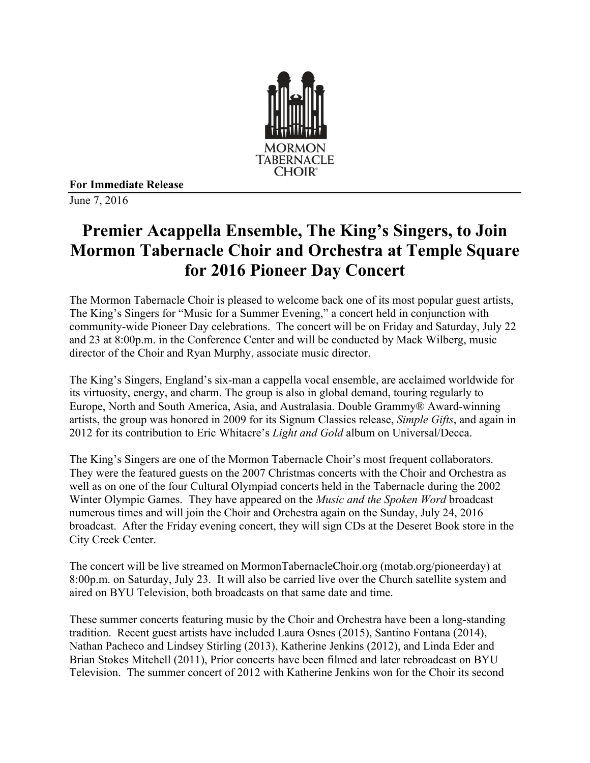MORMON TABERNACLE CHOIR®

**For Immediate Release**

June 7, 2016

# Premier Acappella Ensemble, The King's Singers, to Join Mormon Tabernacle Choir and Orchestra at Temple Square for 2016 Pioneer Day Concert

The Mormon Tabernacle Choir is pleased to welcome back one of its most popular guest artists, The King's Singers for "Music for a Summer Evening," a concert held in conjunction with community-wide Pioneer Day celebrations. The concert will be on Friday and Saturday, July 22 and 23 at 8:00p.m. in the Conference Center and will be conducted by Mack Wilberg, music director of the Choir and Ryan Murphy, associate music director.

The King's Singers, England's six-man a cappella vocal ensemble, are acclaimed worldwide for its virtuosity, energy, and charm. The group is also in global demand, touring regularly to Europe, North and South America, Asia, and Australasia. Double Grammy® Award-winning artists, the group was honored in 2009 for its Signum Classics release, *Simple Gifts*, and again in 2012 for its contribution to Eric Whitacre's *Light and Gold* album on Universal/Decca.

The King's Singers are one of the Mormon Tabernacle Choir's most frequent collaborators. They were the featured guests on the 2007 Christmas concerts with the Choir and Orchestra as well as on one of the four Cultural Olympiad concerts held in the Tabernacle during the 2002 Winter Olympic Games. They have appeared on the *Music and the Spoken Word* broadcast numerous times and will join the Choir and Orchestra again on the Sunday, July 24, 2016 broadcast. After the Friday evening concert, they will sign CDs at the Deseret Book store in the City Creek Center.

The concert will be live streamed on MormonTabernacleChoir.org (motab.org/pioneerday) at 8:00p.m. on Saturday, July 23. It will also be carried live over the Church satellite system and aired on BYU Television, both broadcasts on that same date and time.

These summer concerts featuring music by the Choir and Orchestra have been a long-standing tradition. Recent guest artists have included Laura Osnes (2015), Santino Fontana (2014), Nathan Pacheco and Lindsey Stirling (2013), Katherine Jenkins (2012), and Linda Eder and Brian Stokes Mitchell (2011), Prior concerts have been filmed and later rebroadcast on BYU Television. The summer concert of 2012 with Katherine Jenkins won for the Choir its second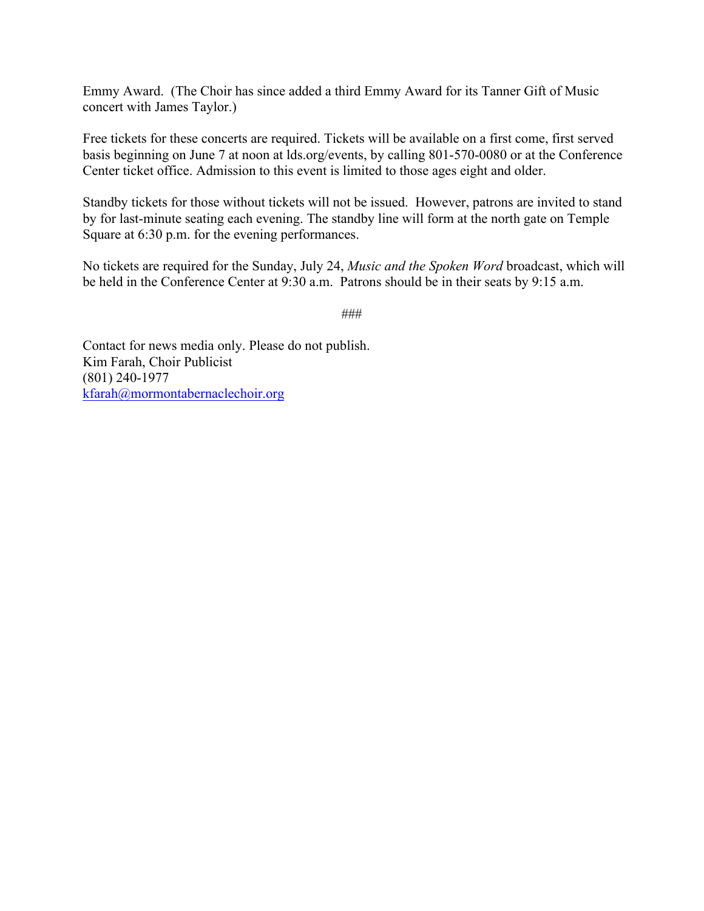Emmy Award. (The Choir has since added a third Emmy Award for its Tanner Gift of Music concert with James Taylor.)

Free tickets for these concerts are required. Tickets will be available on a first come, first served basis beginning on June 7 at noon at lds.org/events, by calling 801-570-0080 or at the Conference Center ticket office. Admission to this event is limited to those ages eight and older.

Standby tickets for those without tickets will not be issued. However, patrons are invited to stand by for last-minute seating each evening. The standby line will form at the north gate on Temple Square at 6:30 p.m. for the evening performances.

No tickets are required for the Sunday, July 24, *Music and the Spoken Word* broadcast, which will be held in the Conference Center at 9:30 a.m. Patrons should be in their seats by 9:15 a.m.

###

Contact for news media only. Please do not publish.
Kim Farah, Choir Publicist
(801) 240-1977
kfarah@mormontabernaclechoir.org